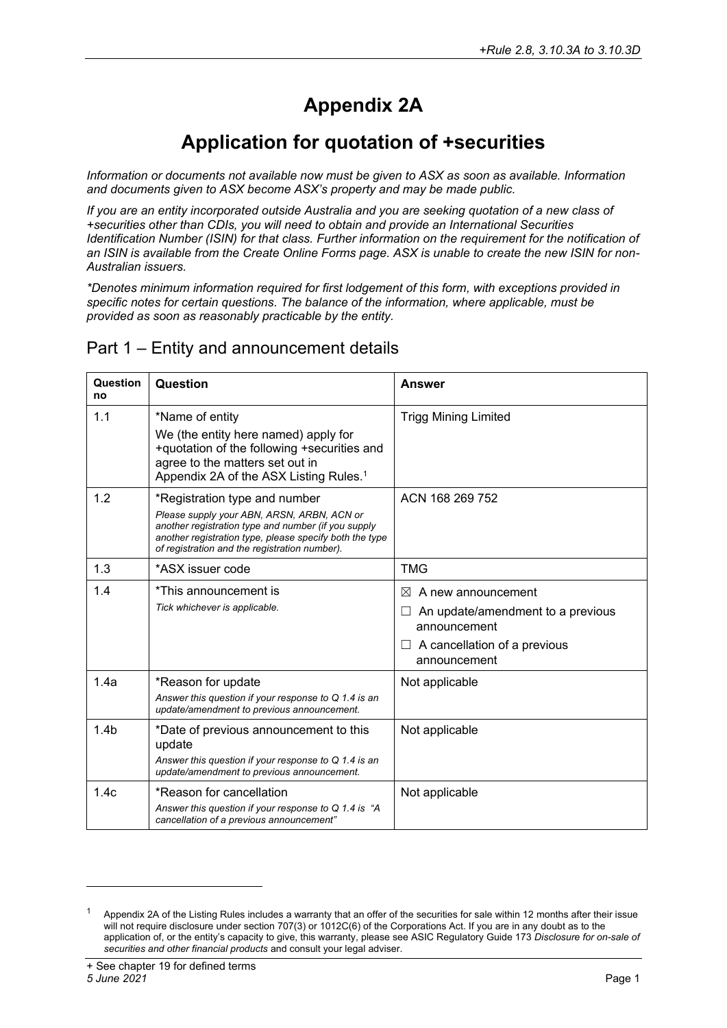# Appendix 2A

## Application for quotation of +securities

*Information or documents not available now must be given to ASX as soon as available. Information and documents given to ASX become ASX's property and may be made public.*

*If you are an entity incorporated outside Australia and you are seeking quotation of a new class of +securities other than CDIs, you will need to obtain and provide an International Securities Identification Number (ISIN) for that class. Further information on the requirement for the notification of an ISIN is available from the Create Online Forms page. ASX is unable to create the new ISIN for non-Australian issuers.*

*\*Denotes minimum information required for first lodgement of this form, with exceptions provided in specific notes for certain questions. The balance of the information, where applicable, must be provided as soon as reasonably practicable by the entity.*

## Part 1 – Entity and announcement details

| Question no | Question | Answer |
|---|---|---|
| 1.1 | *Name of entity<br>We (the entity here named) apply for +quotation of the following +securities and agree to the matters set out in Appendix 2A of the ASX Listing Rules.[1] | Trigg Mining Limited |
| 1.2 | *Registration type and number<br>*Please supply your ABN, ARSN, ARBN, ACN or another registration type and number (if you supply another registration type, please specify both the type of registration and the registration number).* | ACN 168 269 752 |
| 1.3 | *ASX issuer code | TMG |
| 1.4 | *This announcement is<br>*Tick whichever is applicable.* | ☒ A new announcement<br>☐ An update/amendment to a previous announcement<br>☐ A cancellation of a previous announcement |
| 1.4a | *Reason for update<br>*Answer this question if your response to Q 1.4 is an update/amendment to previous announcement.* | Not applicable |
| 1.4b | *Date of previous announcement to this update<br>*Answer this question if your response to Q 1.4 is an update/amendment to previous announcement.* | Not applicable |
| 1.4c | *Reason for cancellation<br>*Answer this question if your response to Q 1.4 is "A cancellation of a previous announcement"* | Not applicable |

[1] Appendix 2A of the Listing Rules includes a warranty that an offer of the securities for sale within 12 months after their issue will not require disclosure under section 707(3) or 1012C(6) of the Corporations Act. If you are in any doubt as to the application of, or the entity's capacity to give, this warranty, please see ASIC Regulatory Guide 173 *Disclosure for on-sale of securities and other financial products* and consult your legal adviser.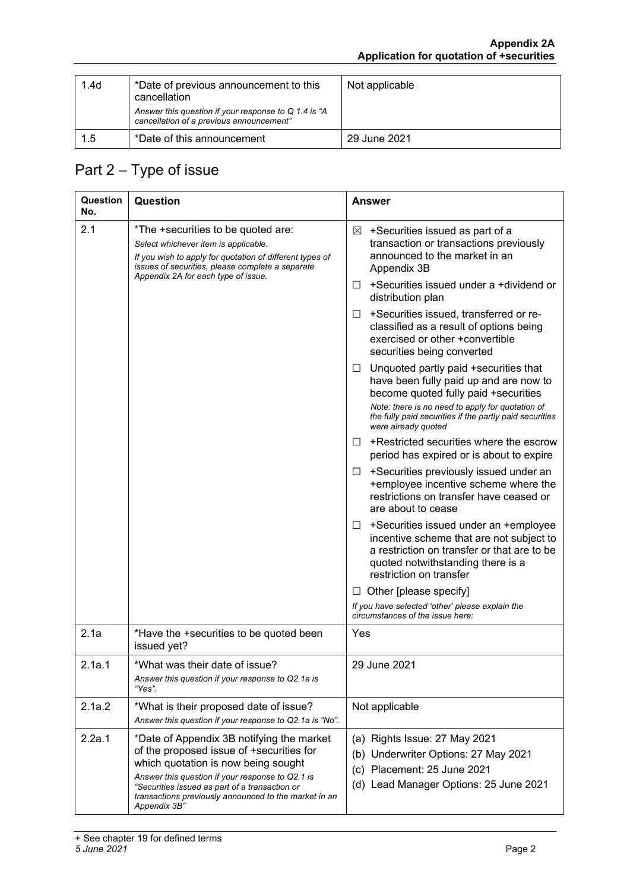| | | |
|---|---|---|
| 1.4d | *Date of previous announcement to this cancellation<br>*Answer this question if your response to Q 1.4 is "A cancellation of a previous announcement"* | Not applicable |
| 1.5 | *Date of this announcement | 29 June 2021 |

## Part 2 – Type of issue

| Question No. | Question | Answer |
|---|---|---|
| 2.1 | *The +securities to be quoted are:<br>*Select whichever item is applicable.*<br>*If you wish to apply for quotation of different types of issues of securities, please complete a separate Appendix 2A for each type of issue.* | ☒ +Securities issued as part of a transaction or transactions previously announced to the market in an Appendix 3B<br>☐ +Securities issued under a +dividend or distribution plan<br>☐ +Securities issued, transferred or re-classified as a result of options being exercised or other +convertible securities being converted<br>☐ Unquoted partly paid +securities that have been fully paid up and are now to become quoted fully paid +securities<br>*Note: there is no need to apply for quotation of the fully paid securities if the partly paid securities were already quoted*<br>☐ +Restricted securities where the escrow period has expired or is about to expire<br>☐ +Securities previously issued under an +employee incentive scheme where the restrictions on transfer have ceased or are about to cease<br>☐ +Securities issued under an +employee incentive scheme that are not subject to a restriction on transfer or that are to be quoted notwithstanding there is a restriction on transfer<br>☐ Other [please specify]<br>*If you have selected 'other' please explain the circumstances of the issue here:* |
| 2.1a | *Have the +securities to be quoted been issued yet? | Yes |
| 2.1a.1 | *What was their date of issue?<br>*Answer this question if your response to Q2.1a is "Yes".* | 29 June 2021 |
| 2.1a.2 | *What is their proposed date of issue?<br>*Answer this question if your response to Q2.1a is "No".* | Not applicable |
| 2.2a.1 | *Date of Appendix 3B notifying the market of the proposed issue of +securities for which quotation is now being sought<br>*Answer this question if your response to Q2.1 is "Securities issued as part of a transaction or transactions previously announced to the market in an Appendix 3B"* | (a) Rights Issue: 27 May 2021<br>(b) Underwriter Options: 27 May 2021<br>(c) Placement: 25 June 2021<br>(d) Lead Manager Options: 25 June 2021 |

+ See chapter 19 for defined terms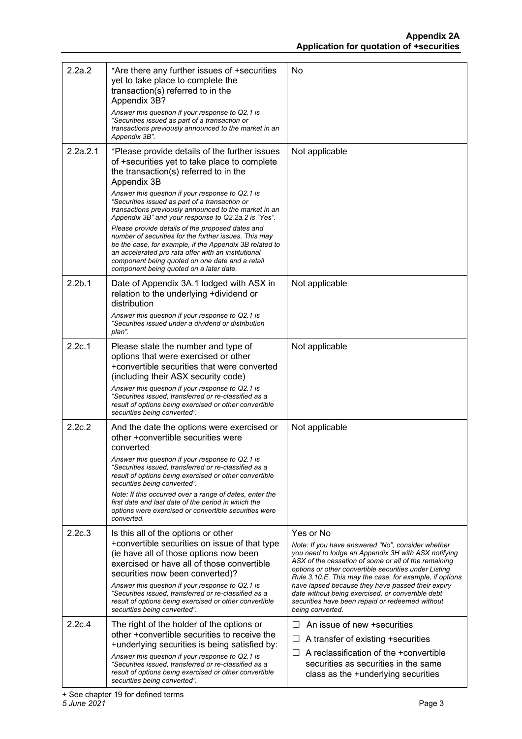| | | |
|---|---|---|
| 2.2a.2 | *Are there any further issues of +securities yet to take place to complete the transaction(s) referred to in the Appendix 3B?<br>*Answer this question if your response to Q2.1 is "Securities issued as part of a transaction or transactions previously announced to the market in an Appendix 3B".* | No |
| 2.2a.2.1 | *Please provide details of the further issues of +securities yet to take place to complete the transaction(s) referred to in the Appendix 3B<br>*Answer this question if your response to Q2.1 is "Securities issued as part of a transaction or transactions previously announced to the market in an Appendix 3B" and your response to Q2.2a.2 is "Yes".*<br>*Please provide details of the proposed dates and number of securities for the further issues. This may be the case, for example, if the Appendix 3B related to an accelerated pro rata offer with an institutional component being quoted on one date and a retail component being quoted on a later date.* | Not applicable |
| 2.2b.1 | Date of Appendix 3A.1 lodged with ASX in relation to the underlying +dividend or distribution<br>*Answer this question if your response to Q2.1 is "Securities issued under a dividend or distribution plan".* | Not applicable |
| 2.2c.1 | Please state the number and type of options that were exercised or other +convertible securities that were converted (including their ASX security code)<br>*Answer this question if your response to Q2.1 is "Securities issued, transferred or re-classified as a result of options being exercised or other convertible securities being converted".* | Not applicable |
| 2.2c.2 | And the date the options were exercised or other +convertible securities were converted<br>*Answer this question if your response to Q2.1 is "Securities issued, transferred or re-classified as a result of options being exercised or other convertible securities being converted".*<br>*Note: If this occurred over a range of dates, enter the first date and last date of the period in which the options were exercised or convertible securities were converted.* | Not applicable |
| 2.2c.3 | Is this all of the options or other +convertible securities on issue of that type (ie have all of those options now been exercised or have all of those convertible securities now been converted)?<br>*Answer this question if your response to Q2.1 is "Securities issued, transferred or re-classified as a result of options being exercised or other convertible securities being converted".* | Yes or No<br>*Note: If you have answered "No", consider whether you need to lodge an Appendix 3H with ASX notifying ASX of the cessation of some or all of the remaining options or other convertible securities under Listing Rule 3.10.E. This may the case, for example, if options have lapsed because they have passed their expiry date without being exercised, or convertible debt securities have been repaid or redeemed without being converted.* |
| 2.2c.4 | The right of the holder of the options or other +convertible securities to receive the +underlying securities is being satisfied by:<br>*Answer this question if your response to Q2.1 is "Securities issued, transferred or re-classified as a result of options being exercised or other convertible securities being converted".* | ☐ An issue of new +securities<br>☐ A transfer of existing +securities<br>☐ A reclassification of the +convertible securities as securities in the same class as the +underlying securities |

+ See chapter 19 for defined terms

*5 June 2021*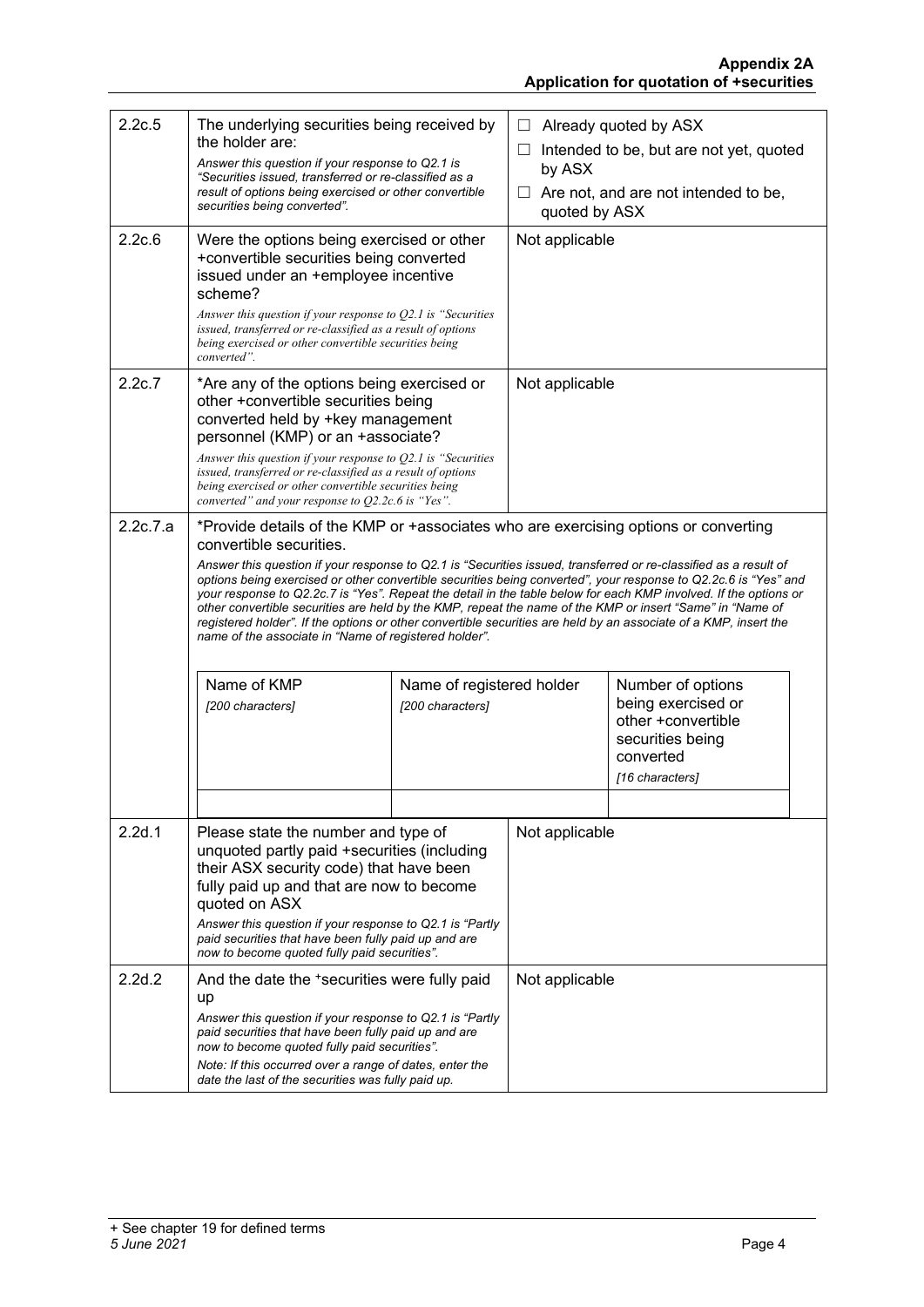| | | |
|---|---|---|
| 2.2c.5 | The underlying securities being received by the holder are:<br>*Answer this question if your response to Q2.1 is "Securities issued, transferred or re-classified as a result of options being exercised or other convertible securities being converted".* | ☐ Already quoted by ASX<br>☐ Intended to be, but are not yet, quoted by ASX<br>☐ Are not, and are not intended to be, quoted by ASX |
| 2.2c.6 | Were the options being exercised or other +convertible securities being converted issued under an +employee incentive scheme?<br>*Answer this question if your response to Q2.1 is "Securities issued, transferred or re-classified as a result of options being exercised or other convertible securities being converted".* | Not applicable |
| 2.2c.7 | *Are any of the options being exercised or other +convertible securities being converted held by +key management personnel (KMP) or an +associate?<br>*Answer this question if your response to Q2.1 is "Securities issued, transferred or re-classified as a result of options being exercised or other convertible securities being converted" and your response to Q2.2c.6 is "Yes".* | Not applicable |
| 2.2c.7.a | *Provide details of the KMP or +associates who are exercising options or converting convertible securities.<br>*Answer this question if your response to Q2.1 is "Securities issued, transferred or re-classified as a result of options being exercised or other convertible securities being converted", your response to Q2.2c.6 is "Yes" and your response to Q2.2c.7 is "Yes". Repeat the detail in the table below for each KMP involved. If the options or other convertible securities are held by the KMP, repeat the name of the KMP or insert "Same" in "Name of registered holder". If the options or other convertible securities are held by an associate of a KMP, insert the name of the associate in "Name of registered holder".* | |

| Name of KMP<br>*[200 characters]* | Name of registered holder<br>*[200 characters]* | Number of options being exercised or other +convertible securities being converted<br>*[16 characters]* |
|---|---|---|
| | | |

| | | |
|---|---|---|
| 2.2d.1 | Please state the number and type of unquoted partly paid +securities (including their ASX security code) that have been fully paid up and that are now to become quoted on ASX<br>*Answer this question if your response to Q2.1 is "Partly paid securities that have been fully paid up and are now to become quoted fully paid securities".* | Not applicable |
| 2.2d.2 | And the date the +securities were fully paid up<br>*Answer this question if your response to Q2.1 is "Partly paid securities that have been fully paid up and are now to become quoted fully paid securities".*<br>*Note: If this occurred over a range of dates, enter the date the last of the securities was fully paid up.* | Not applicable |

+ See chapter 19 for defined terms
*5 June 2021*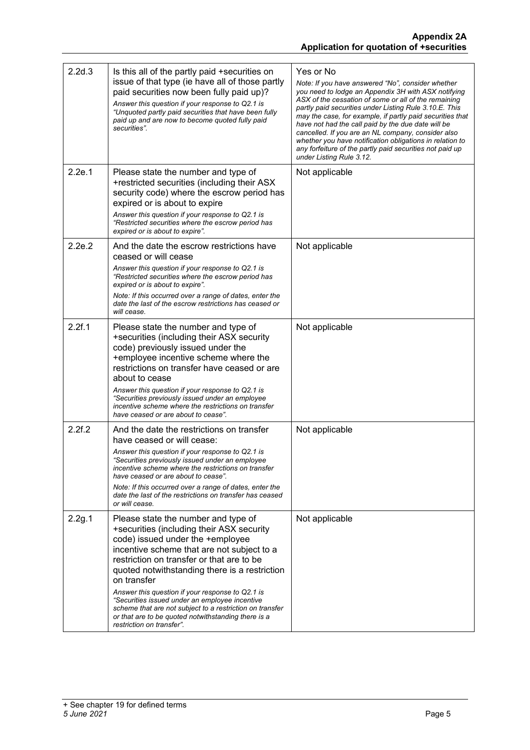| | | |
|---|---|---|
| 2.2d.3 | Is this all of the partly paid +securities on issue of that type (ie have all of those partly paid securities now been fully paid up)?<br>*Answer this question if your response to Q2.1 is "Unquoted partly paid securities that have been fully paid up and are now to become quoted fully paid securities".* | Yes or No<br>*Note: If you have answered "No", consider whether you need to lodge an Appendix 3H with ASX notifying ASX of the cessation of some or all of the remaining partly paid securities under Listing Rule 3.10.E. This may the case, for example, if partly paid securities that have not had the call paid by the due date will be cancelled. If you are an NL company, consider also whether you have notification obligations in relation to any forfeiture of the partly paid securities not paid up under Listing Rule 3.12.* |
| 2.2e.1 | Please state the number and type of +restricted securities (including their ASX security code) where the escrow period has expired or is about to expire<br>*Answer this question if your response to Q2.1 is "Restricted securities where the escrow period has expired or is about to expire".* | Not applicable |
| 2.2e.2 | And the date the escrow restrictions have ceased or will cease<br>*Answer this question if your response to Q2.1 is "Restricted securities where the escrow period has expired or is about to expire".*<br>*Note: If this occurred over a range of dates, enter the date the last of the escrow restrictions has ceased or will cease.* | Not applicable |
| 2.2f.1 | Please state the number and type of +securities (including their ASX security code) previously issued under the +employee incentive scheme where the restrictions on transfer have ceased or are about to cease<br>*Answer this question if your response to Q2.1 is "Securities previously issued under an employee incentive scheme where the restrictions on transfer have ceased or are about to cease".* | Not applicable |
| 2.2f.2 | And the date the restrictions on transfer have ceased or will cease:<br>*Answer this question if your response to Q2.1 is "Securities previously issued under an employee incentive scheme where the restrictions on transfer have ceased or are about to cease".*<br>*Note: If this occurred over a range of dates, enter the date the last of the restrictions on transfer has ceased or will cease.* | Not applicable |
| 2.2g.1 | Please state the number and type of +securities (including their ASX security code) issued under the +employee incentive scheme that are not subject to a restriction on transfer or that are to be quoted notwithstanding there is a restriction on transfer<br>*Answer this question if your response to Q2.1 is "Securities issued under an employee incentive scheme that are not subject to a restriction on transfer or that are to be quoted notwithstanding there is a restriction on transfer".* | Not applicable |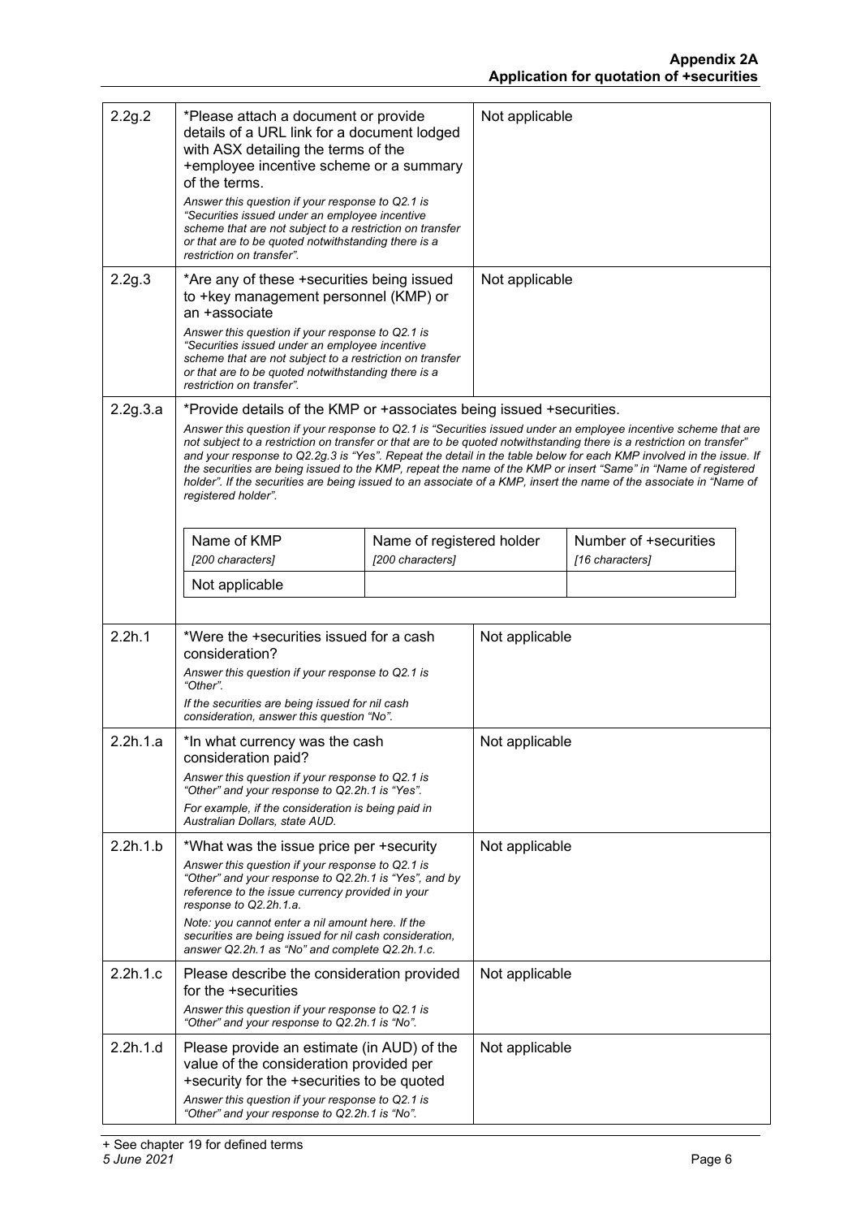| | | |
|---|---|---|
| 2.2g.2 | *Please attach a document or provide details of a URL link for a document lodged with ASX detailing the terms of the +employee incentive scheme or a summary of the terms.<br>*Answer this question if your response to Q2.1 is "Securities issued under an employee incentive scheme that are not subject to a restriction on transfer or that are to be quoted notwithstanding there is a restriction on transfer".* | Not applicable |
| 2.2g.3 | *Are any of these +securities being issued to +key management personnel (KMP) or an +associate<br>*Answer this question if your response to Q2.1 is "Securities issued under an employee incentive scheme that are not subject to a restriction on transfer or that are to be quoted notwithstanding there is a restriction on transfer".* | Not applicable |

**2.2g.3.a** *Provide details of the KMP or +associates being issued +securities.

*Answer this question if your response to Q2.1 is "Securities issued under an employee incentive scheme that are not subject to a restriction on transfer or that are to be quoted notwithstanding there is a restriction on transfer" and your response to Q2.2g.3 is "Yes". Repeat the detail in the table below for each KMP involved in the issue. If the securities are being issued to the KMP, repeat the name of the KMP or insert "Same" in "Name of registered holder". If the securities are being issued to an associate of a KMP, insert the name of the associate in "Name of registered holder".*

| Name of KMP<br>*[200 characters]* | Name of registered holder<br>*[200 characters]* | Number of +securities<br>*[16 characters]* |
|---|---|---|
| Not applicable | | |

| | | |
|---|---|---|
| 2.2h.1 | *Were the +securities issued for a cash consideration?<br>*Answer this question if your response to Q2.1 is "Other".*<br>*If the securities are being issued for nil cash consideration, answer this question "No".* | Not applicable |
| 2.2h.1.a | *In what currency was the cash consideration paid?<br>*Answer this question if your response to Q2.1 is "Other" and your response to Q2.2h.1 is "Yes".*<br>*For example, if the consideration is being paid in Australian Dollars, state AUD.* | Not applicable |
| 2.2h.1.b | *What was the issue price per +security<br>*Answer this question if your response to Q2.1 is "Other" and your response to Q2.2h.1 is "Yes", and by reference to the issue currency provided in your response to Q2.2h.1.a.*<br>*Note: you cannot enter a nil amount here. If the securities are being issued for nil cash consideration, answer Q2.2h.1 as "No" and complete Q2.2h.1.c.* | Not applicable |
| 2.2h.1.c | Please describe the consideration provided for the +securities<br>*Answer this question if your response to Q2.1 is "Other" and your response to Q2.2h.1 is "No".* | Not applicable |
| 2.2h.1.d | Please provide an estimate (in AUD) of the value of the consideration provided per +security for the +securities to be quoted<br>*Answer this question if your response to Q2.1 is "Other" and your response to Q2.2h.1 is "No".* | Not applicable |

+ See chapter 19 for defined terms
*5 June 2021*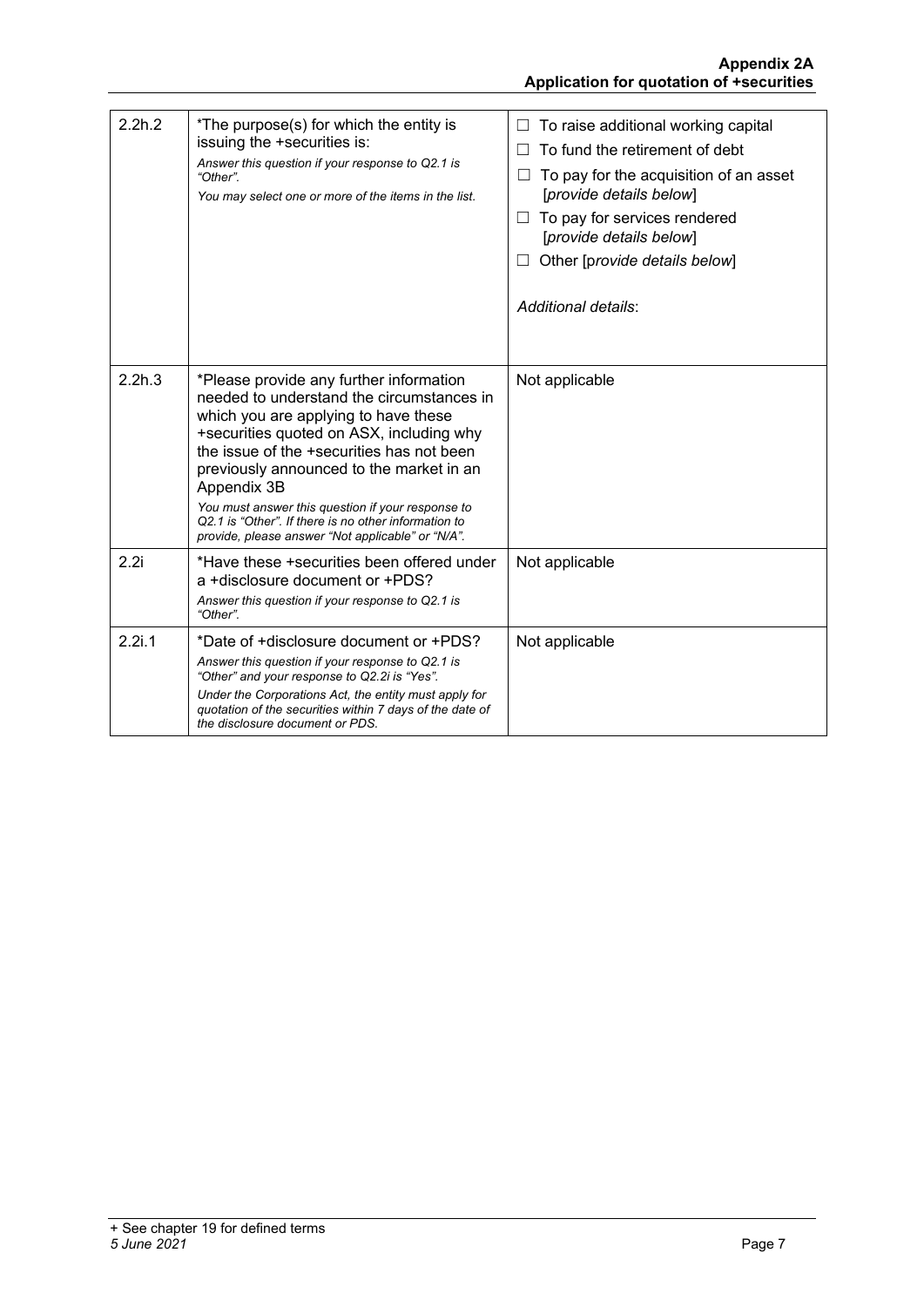| | | |
|---|---|---|
| 2.2h.2 | *The purpose(s) for which the entity is issuing the +securities is:<br>*Answer this question if your response to Q2.1 is "Other".*<br>*You may select one or more of the items in the list.* | ☐ To raise additional working capital<br>☐ To fund the retirement of debt<br>☐ To pay for the acquisition of an asset [*provide details below*]<br>☐ To pay for services rendered [*provide details below*]<br>☐ Other [*provide details below*]<br><br>*Additional details*: |
| 2.2h.3 | *Please provide any further information needed to understand the circumstances in which you are applying to have these +securities quoted on ASX, including why the issue of the +securities has not been previously announced to the market in an Appendix 3B<br>*You must answer this question if your response to Q2.1 is "Other". If there is no other information to provide, please answer "Not applicable" or "N/A".* | Not applicable |
| 2.2i | *Have these +securities been offered under a +disclosure document or +PDS?<br>*Answer this question if your response to Q2.1 is "Other".* | Not applicable |
| 2.2i.1 | *Date of +disclosure document or +PDS?<br>*Answer this question if your response to Q2.1 is "Other" and your response to Q2.2i is "Yes".*<br>*Under the Corporations Act, the entity must apply for quotation of the securities within 7 days of the date of the disclosure document or PDS.* | Not applicable |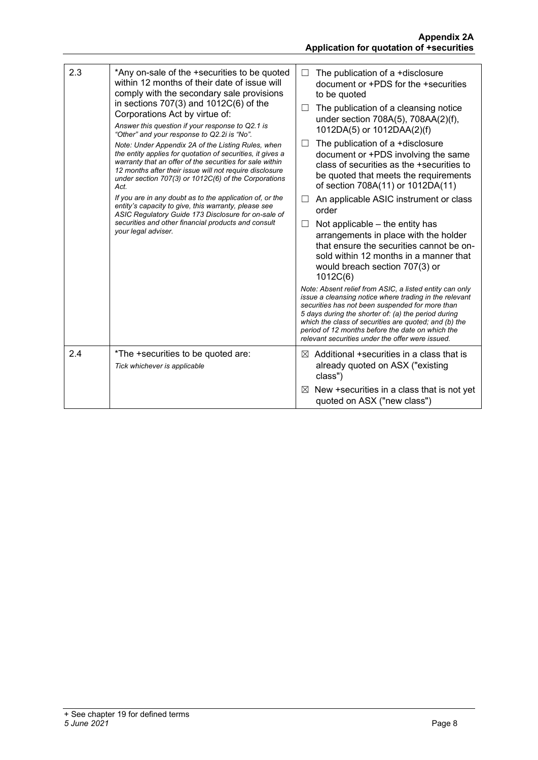| | | |
|---|---|---|
| 2.3 | *Any on-sale of the +securities to be quoted within 12 months of their date of issue will comply with the secondary sale provisions in sections 707(3) and 1012C(6) of the Corporations Act by virtue of:<br>*Answer this question if your response to Q2.1 is "Other" and your response to Q2.2i is "No".*<br>*Note: Under Appendix 2A of the Listing Rules, when the entity applies for quotation of securities, it gives a warranty that an offer of the securities for sale within 12 months after their issue will not require disclosure under section 707(3) or 1012C(6) of the Corporations Act.*<br>*If you are in any doubt as to the application of, or the entity's capacity to give, this warranty, please see ASIC Regulatory Guide 173 Disclosure for on-sale of securities and other financial products and consult your legal adviser.* | ☐ The publication of a +disclosure document or +PDS for the +securities to be quoted<br>☐ The publication of a cleansing notice under section 708A(5), 708AA(2)(f), 1012DA(5) or 1012DAA(2)(f)<br>☐ The publication of a +disclosure document or +PDS involving the same class of securities as the +securities to be quoted that meets the requirements of section 708A(11) or 1012DA(11)<br>☐ An applicable ASIC instrument or class order<br>☐ Not applicable – the entity has arrangements in place with the holder that ensure the securities cannot be on-sold within 12 months in a manner that would breach section 707(3) or 1012C(6)<br>*Note: Absent relief from ASIC, a listed entity can only issue a cleansing notice where trading in the relevant securities has not been suspended for more than 5 days during the shorter of: (a) the period during which the class of securities are quoted; and (b) the period of 12 months before the date on which the relevant securities under the offer were issued.* |
| 2.4 | *The +securities to be quoted are:<br>*Tick whichever is applicable* | ☒ Additional +securities in a class that is already quoted on ASX ("existing class")<br>☒ New +securities in a class that is not yet quoted on ASX ("new class") |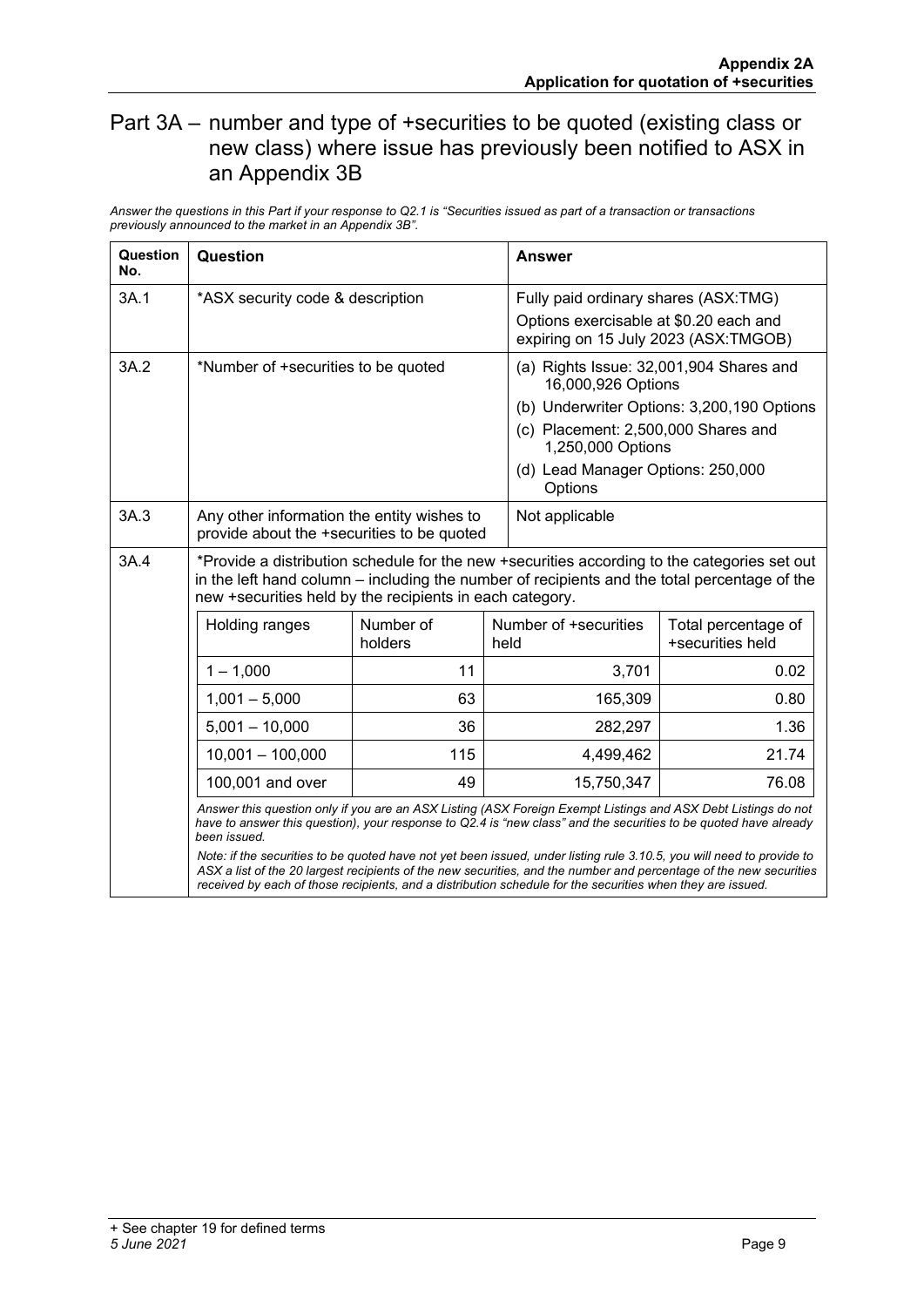## Part 3A – number and type of +securities to be quoted (existing class or new class) where issue has previously been notified to ASX in an Appendix 3B

*Answer the questions in this Part if your response to Q2.1 is "Securities issued as part of a transaction or transactions previously announced to the market in an Appendix 3B".*

| Question No. | Question | Answer |
|---|---|---|
| 3A.1 | *ASX security code & description | Fully paid ordinary shares (ASX:TMG)<br>Options exercisable at $0.20 each and expiring on 15 July 2023 (ASX:TMGOB) |
| 3A.2 | *Number of +securities to be quoted | (a) Rights Issue: 32,001,904 Shares and 16,000,926 Options<br>(b) Underwriter Options: 3,200,190 Options<br>(c) Placement: 2,500,000 Shares and 1,250,000 Options<br>(d) Lead Manager Options: 250,000 Options |
| 3A.3 | Any other information the entity wishes to provide about the +securities to be quoted | Not applicable |
| 3A.4 | *Provide a distribution schedule for the new +securities according to the categories set out in the left hand column – including the number of recipients and the total percentage of the new +securities held by the recipients in each category. | |

| Holding ranges | Number of holders | Number of +securities held | Total percentage of +securities held |
|---|---|---|---|
| 1 – 1,000 | 11 | 3,701 | 0.02 |
| 1,001 – 5,000 | 63 | 165,309 | 0.80 |
| 5,001 – 10,000 | 36 | 282,297 | 1.36 |
| 10,001 – 100,000 | 115 | 4,499,462 | 21.74 |
| 100,001 and over | 49 | 15,750,347 | 76.08 |

*Answer this question only if you are an ASX Listing (ASX Foreign Exempt Listings and ASX Debt Listings do not have to answer this question), your response to Q2.4 is "new class" and the securities to be quoted have already been issued.*

*Note: if the securities to be quoted have not yet been issued, under listing rule 3.10.5, you will need to provide to ASX a list of the 20 largest recipients of the new securities, and the number and percentage of the new securities received by each of those recipients, and a distribution schedule for the securities when they are issued.*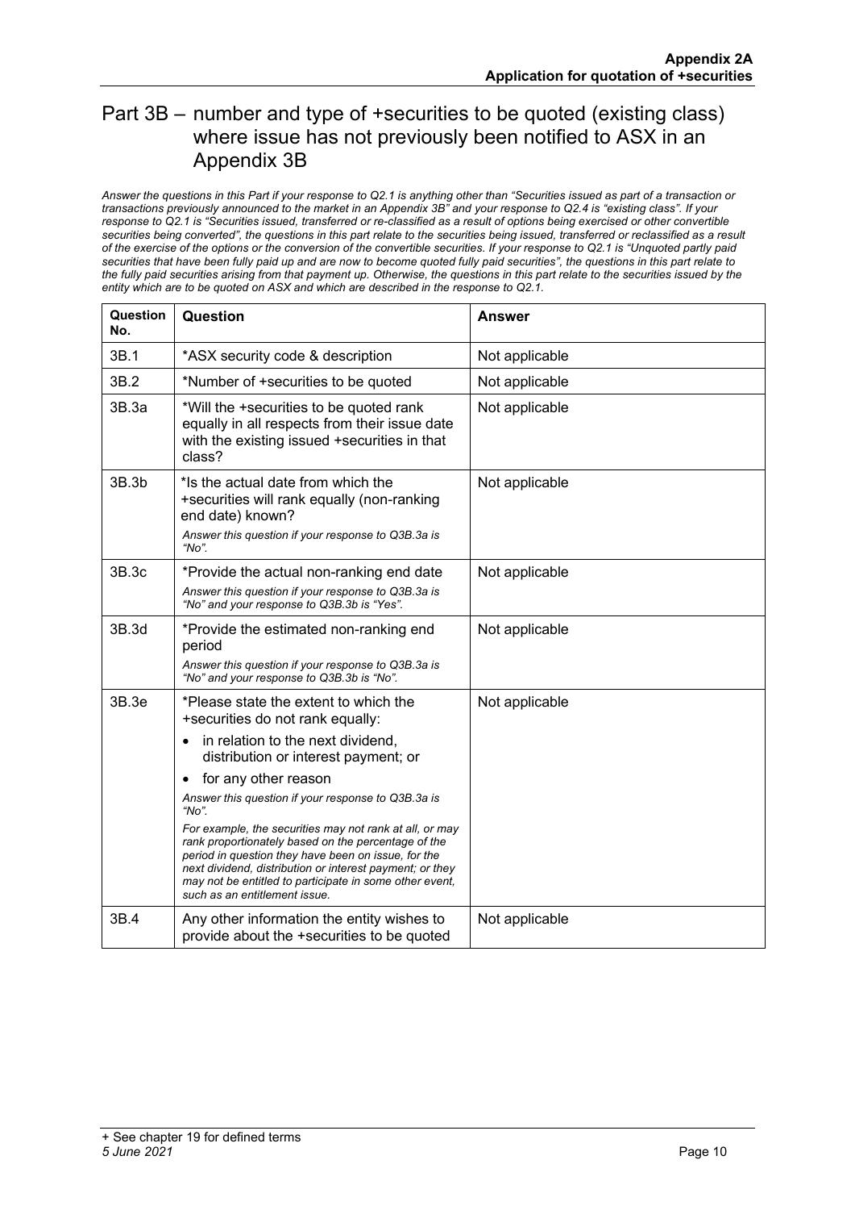## Part 3B – number and type of +securities to be quoted (existing class) where issue has not previously been notified to ASX in an Appendix 3B

*Answer the questions in this Part if your response to Q2.1 is anything other than "Securities issued as part of a transaction or transactions previously announced to the market in an Appendix 3B" and your response to Q2.4 is "existing class". If your response to Q2.1 is "Securities issued, transferred or re-classified as a result of options being exercised or other convertible securities being converted", the questions in this part relate to the securities being issued, transferred or reclassified as a result of the exercise of the options or the conversion of the convertible securities. If your response to Q2.1 is "Unquoted partly paid securities that have been fully paid up and are now to become quoted fully paid securities", the questions in this part relate to the fully paid securities arising from that payment up. Otherwise, the questions in this part relate to the securities issued by the entity which are to be quoted on ASX and which are described in the response to Q2.1.*

| Question No. | Question | Answer |
|---|---|---|
| 3B.1 | *ASX security code & description | Not applicable |
| 3B.2 | *Number of +securities to be quoted | Not applicable |
| 3B.3a | *Will the +securities to be quoted rank equally in all respects from their issue date with the existing issued +securities in that class? | Not applicable |
| 3B.3b | *Is the actual date from which the +securities will rank equally (non-ranking end date) known?<br>*Answer this question if your response to Q3B.3a is "No".* | Not applicable |
| 3B.3c | *Provide the actual non-ranking end date<br>*Answer this question if your response to Q3B.3a is "No" and your response to Q3B.3b is "Yes".* | Not applicable |
| 3B.3d | *Provide the estimated non-ranking end period<br>*Answer this question if your response to Q3B.3a is "No" and your response to Q3B.3b is "No".* | Not applicable |
| 3B.3e | *Please state the extent to which the +securities do not rank equally:<br>• in relation to the next dividend, distribution or interest payment; or<br>• for any other reason<br>*Answer this question if your response to Q3B.3a is "No".*<br>*For example, the securities may not rank at all, or may rank proportionately based on the percentage of the period in question they have been on issue, for the next dividend, distribution or interest payment; or they may not be entitled to participate in some other event, such as an entitlement issue.* | Not applicable |
| 3B.4 | Any other information the entity wishes to provide about the +securities to be quoted | Not applicable |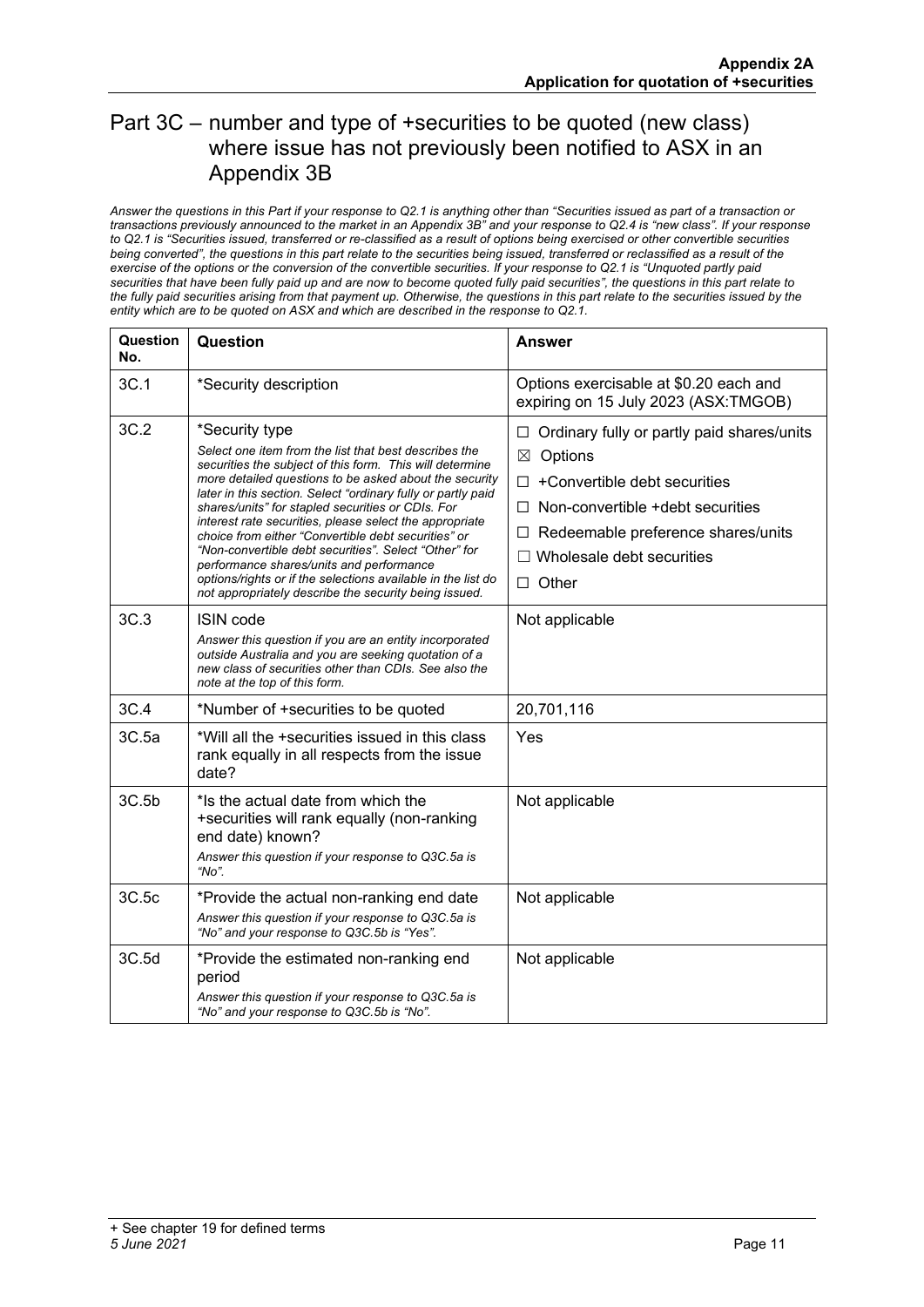# Part 3C – number and type of +securities to be quoted (new class) where issue has not previously been notified to ASX in an Appendix 3B

*Answer the questions in this Part if your response to Q2.1 is anything other than "Securities issued as part of a transaction or transactions previously announced to the market in an Appendix 3B" and your response to Q2.4 is "new class". If your response to Q2.1 is "Securities issued, transferred or re-classified as a result of options being exercised or other convertible securities being converted", the questions in this part relate to the securities being issued, transferred or reclassified as a result of the exercise of the options or the conversion of the convertible securities. If your response to Q2.1 is "Unquoted partly paid securities that have been fully paid up and are now to become quoted fully paid securities", the questions in this part relate to the fully paid securities arising from that payment up. Otherwise, the questions in this part relate to the securities issued by the entity which are to be quoted on ASX and which are described in the response to Q2.1.*

| Question No. | Question | Answer |
|---|---|---|
| 3C.1 | *Security description | Options exercisable at $0.20 each and expiring on 15 July 2023 (ASX:TMGOB) |
| 3C.2 | *Security type<br>*Select one item from the list that best describes the securities the subject of this form. This will determine more detailed questions to be asked about the security later in this section. Select "ordinary fully or partly paid shares/units" for stapled securities or CDIs. For interest rate securities, please select the appropriate choice from either "Convertible debt securities" or "Non-convertible debt securities". Select "Other" for performance shares/units and performance options/rights or if the selections available in the list do not appropriately describe the security being issued.* | ☐ Ordinary fully or partly paid shares/units<br>☒ Options<br>☐ +Convertible debt securities<br>☐ Non-convertible +debt securities<br>☐ Redeemable preference shares/units<br>☐ Wholesale debt securities<br>☐ Other |
| 3C.3 | ISIN code<br>*Answer this question if you are an entity incorporated outside Australia and you are seeking quotation of a new class of securities other than CDIs. See also the note at the top of this form.* | Not applicable |
| 3C.4 | *Number of +securities to be quoted | 20,701,116 |
| 3C.5a | *Will all the +securities issued in this class rank equally in all respects from the issue date? | Yes |
| 3C.5b | *Is the actual date from which the +securities will rank equally (non-ranking end date) known?<br>*Answer this question if your response to Q3C.5a is "No".* | Not applicable |
| 3C.5c | *Provide the actual non-ranking end date<br>*Answer this question if your response to Q3C.5a is "No" and your response to Q3C.5b is "Yes".* | Not applicable |
| 3C.5d | *Provide the estimated non-ranking end period<br>*Answer this question if your response to Q3C.5a is "No" and your response to Q3C.5b is "No".* | Not applicable |

+ See chapter 19 for defined terms
*5 June 2021*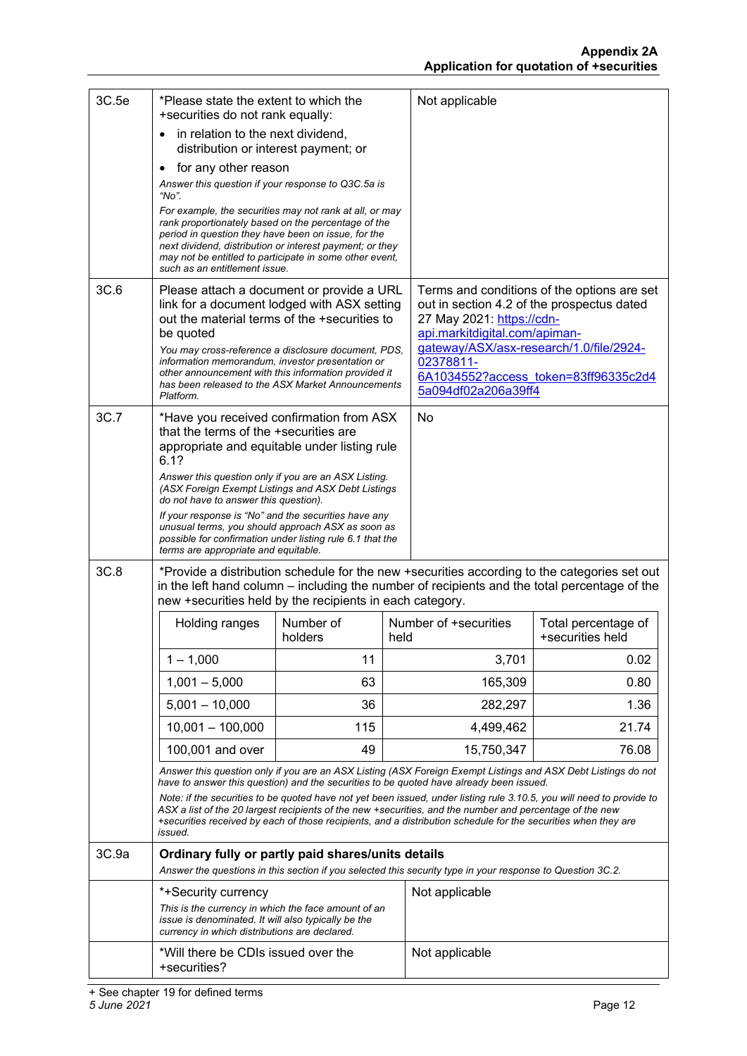| | | |
|---|---|---|
| 3C.5e | *Please state the extent to which the +securities do not rank equally:<br>• in relation to the next dividend, distribution or interest payment; or<br>• for any other reason<br>*Answer this question if your response to Q3C.5a is "No".*<br>*For example, the securities may not rank at all, or may rank proportionately based on the percentage of the period in question they have been on issue, for the next dividend, distribution or interest payment; or they may not be entitled to participate in some other event, such as an entitlement issue.* | Not applicable |
| 3C.6 | Please attach a document or provide a URL link for a document lodged with ASX setting out the material terms of the +securities to be quoted<br>*You may cross-reference a disclosure document, PDS, information memorandum, investor presentation or other announcement with this information provided it has been released to the ASX Market Announcements Platform.* | Terms and conditions of the options are set out in section 4.2 of the prospectus dated 27 May 2021: https://cdn-api.markitdigital.com/apiman-gateway/ASX/asx-research/1.0/file/2924-02378811-6A1034552?access_token=83ff96335c2d45a094df02a206a39ff4 |
| 3C.7 | *Have you received confirmation from ASX that the terms of the +securities are appropriate and equitable under listing rule 6.1?<br>*Answer this question only if you are an ASX Listing. (ASX Foreign Exempt Listings and ASX Debt Listings do not have to answer this question).*<br>*If your response is "No" and the securities have any unusual terms, you should approach ASX as soon as possible for confirmation under listing rule 6.1 that the terms are appropriate and equitable.* | No |

**3C.8** *Provide a distribution schedule for the new +securities according to the categories set out in the left hand column – including the number of recipients and the total percentage of the new +securities held by the recipients in each category.

| Holding ranges | Number of holders | Number of +securities held | Total percentage of +securities held |
|---|---|---|---|
| 1 – 1,000 | 11 | 3,701 | 0.02 |
| 1,001 – 5,000 | 63 | 165,309 | 0.80 |
| 5,001 – 10,000 | 36 | 282,297 | 1.36 |
| 10,001 – 100,000 | 115 | 4,499,462 | 21.74 |
| 100,001 and over | 49 | 15,750,347 | 76.08 |

*Answer this question only if you are an ASX Listing (ASX Foreign Exempt Listings and ASX Debt Listings do not have to answer this question) and the securities to be quoted have already been issued.*

*Note: if the securities to be quoted have not yet been issued, under listing rule 3.10.5, you will need to provide to ASX a list of the 20 largest recipients of the new +securities, and the number and percentage of the new +securities received by each of those recipients, and a distribution schedule for the securities when they are issued.*

**3C.9a Ordinary fully or partly paid shares/units details**

*Answer the questions in this section if you selected this security type in your response to Question 3C.2.*

| | |
|---|---|
| *+Security currency<br>*This is the currency in which the face amount of an issue is denominated. It will also typically be the currency in which distributions are declared.* | Not applicable |
| *Will there be CDIs issued over the +securities? | Not applicable |

+ See chapter 19 for defined terms
*5 June 2021*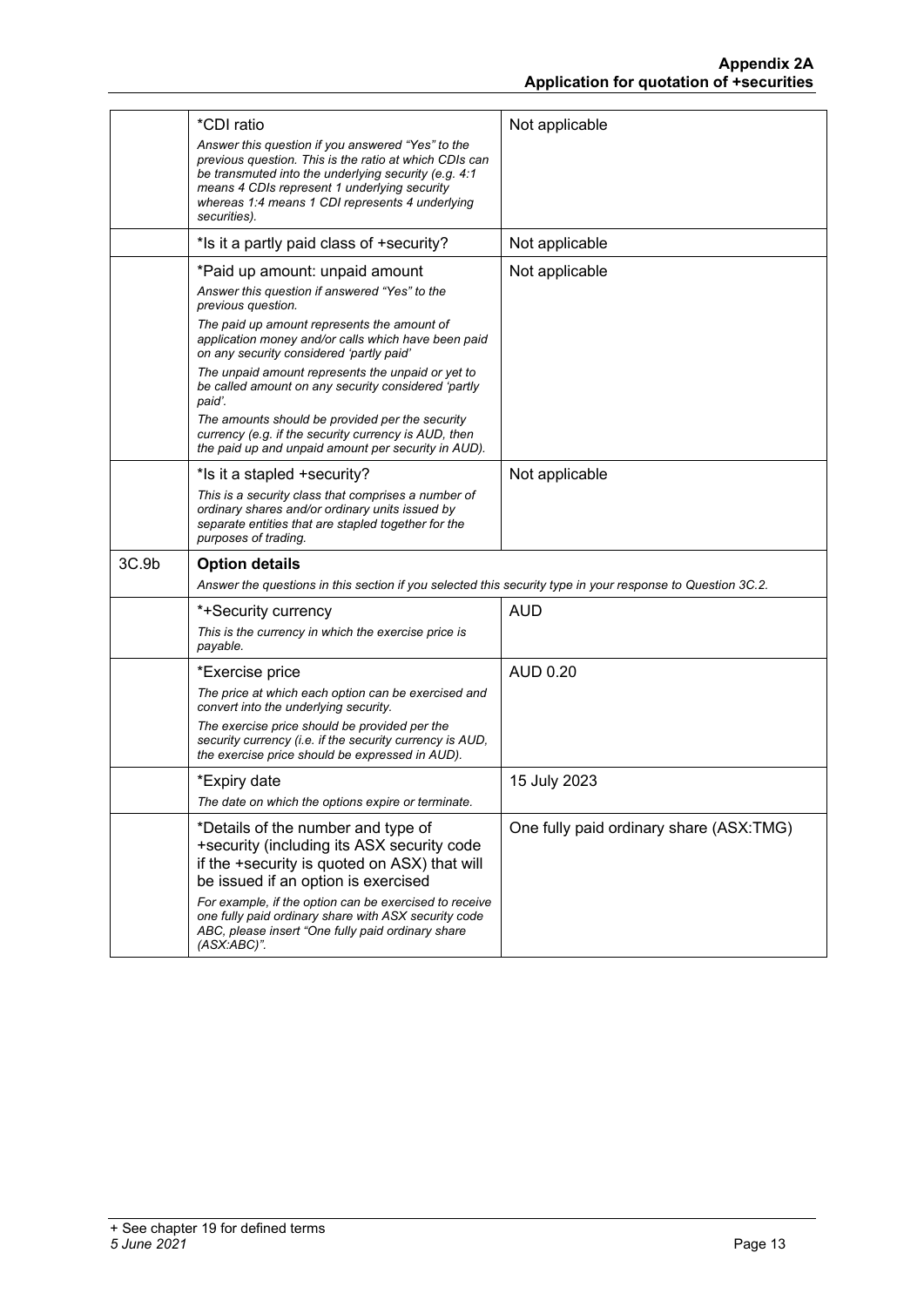| | | |
|---|---|---|
| | *CDI ratio<br>*Answer this question if you answered "Yes" to the previous question. This is the ratio at which CDIs can be transmuted into the underlying security (e.g. 4:1 means 4 CDIs represent 1 underlying security whereas 1:4 means 1 CDI represents 4 underlying securities).* | Not applicable |
| | *Is it a partly paid class of +security? | Not applicable |
| | *Paid up amount: unpaid amount<br>*Answer this question if answered "Yes" to the previous question.*<br>*The paid up amount represents the amount of application money and/or calls which have been paid on any security considered 'partly paid'*<br>*The unpaid amount represents the unpaid or yet to be called amount on any security considered 'partly paid'.*<br>*The amounts should be provided per the security currency (e.g. if the security currency is AUD, then the paid up and unpaid amount per security in AUD).* | Not applicable |
| | *Is it a stapled +security?<br>*This is a security class that comprises a number of ordinary shares and/or ordinary units issued by separate entities that are stapled together for the purposes of trading.* | Not applicable |
| 3C.9b | **Option details**<br>*Answer the questions in this section if you selected this security type in your response to Question 3C.2.* | |
| | *+Security currency<br>*This is the currency in which the exercise price is payable.* | AUD |
| | *Exercise price<br>*The price at which each option can be exercised and convert into the underlying security.*<br>*The exercise price should be provided per the security currency (i.e. if the security currency is AUD, the exercise price should be expressed in AUD).* | AUD 0.20 |
| | *Expiry date<br>*The date on which the options expire or terminate.* | 15 July 2023 |
| | *Details of the number and type of +security (including its ASX security code if the +security is quoted on ASX) that will be issued if an option is exercised<br>*For example, if the option can be exercised to receive one fully paid ordinary share with ASX security code ABC, please insert "One fully paid ordinary share (ASX:ABC)".* | One fully paid ordinary share (ASX:TMG) |

+ See chapter 19 for defined terms
*5 June 2021*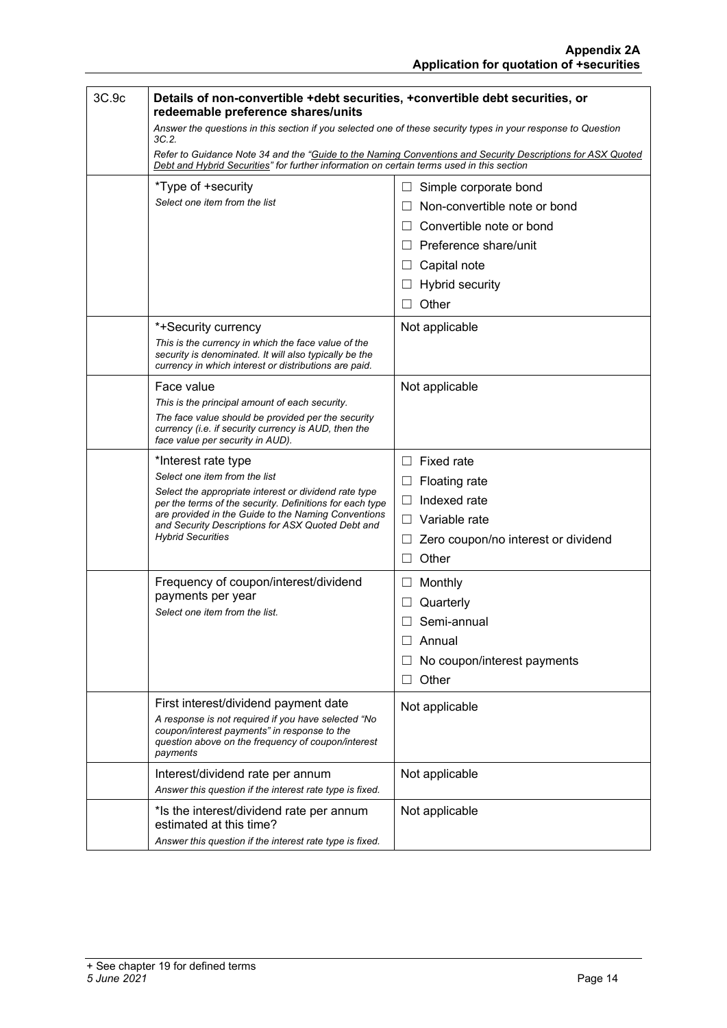| 3C.9c | **Details of non-convertible +debt securities, +convertible debt securities, or redeemable preference shares/units**<br>*Answer the questions in this section if you selected one of these security types in your response to Question 3C.2.*<br>*Refer to Guidance Note 34 and the "Guide to the Naming Conventions and Security Descriptions for ASX Quoted Debt and Hybrid Securities" for further information on certain terms used in this section* | |
|---|---|---|
| | *Type of +security<br>*Select one item from the list* | ☐ Simple corporate bond<br>☐ Non-convertible note or bond<br>☐ Convertible note or bond<br>☐ Preference share/unit<br>☐ Capital note<br>☐ Hybrid security<br>☐ Other |
| | *+Security currency<br>*This is the currency in which the face value of the security is denominated. It will also typically be the currency in which interest or distributions are paid.* | Not applicable |
| | Face value<br>*This is the principal amount of each security.*<br>*The face value should be provided per the security currency (i.e. if security currency is AUD, then the face value per security in AUD).* | Not applicable |
| | *Interest rate type<br>*Select one item from the list*<br>*Select the appropriate interest or dividend rate type per the terms of the security. Definitions for each type are provided in the Guide to the Naming Conventions and Security Descriptions for ASX Quoted Debt and Hybrid Securities* | ☐ Fixed rate<br>☐ Floating rate<br>☐ Indexed rate<br>☐ Variable rate<br>☐ Zero coupon/no interest or dividend<br>☐ Other |
| | Frequency of coupon/interest/dividend payments per year<br>*Select one item from the list.* | ☐ Monthly<br>☐ Quarterly<br>☐ Semi-annual<br>☐ Annual<br>☐ No coupon/interest payments<br>☐ Other |
| | First interest/dividend payment date<br>*A response is not required if you have selected "No coupon/interest payments" in response to the question above on the frequency of coupon/interest payments* | Not applicable |
| | Interest/dividend rate per annum<br>*Answer this question if the interest rate type is fixed.* | Not applicable |
| | *Is the interest/dividend rate per annum estimated at this time?<br>*Answer this question if the interest rate type is fixed.* | Not applicable |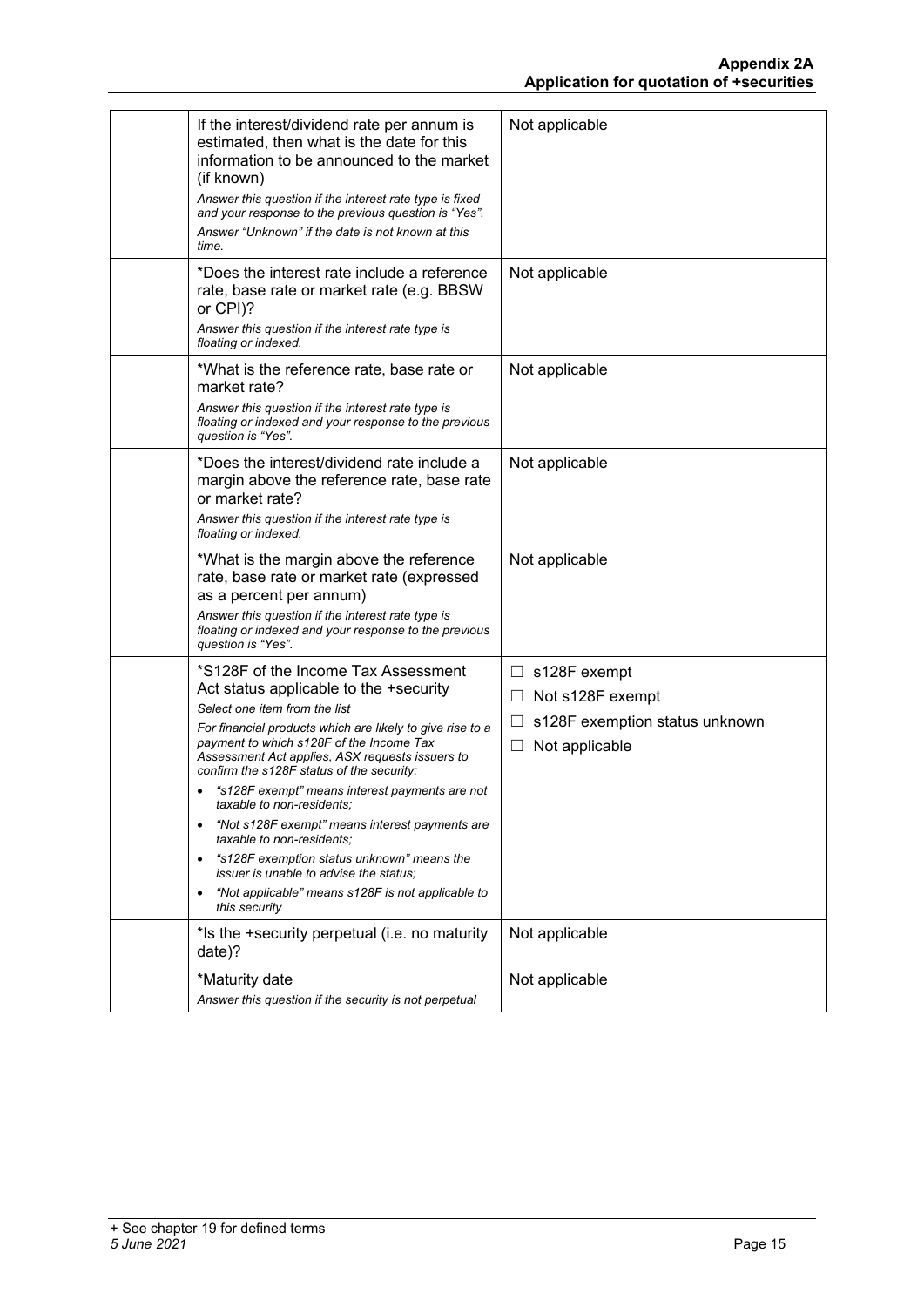| | | |
|---|---|---|
| | If the interest/dividend rate per annum is estimated, then what is the date for this information to be announced to the market (if known)<br>*Answer this question if the interest rate type is fixed and your response to the previous question is "Yes".*<br>*Answer "Unknown" if the date is not known at this time.* | Not applicable |
| | *Does the interest rate include a reference rate, base rate or market rate (e.g. BBSW or CPI)?<br>*Answer this question if the interest rate type is floating or indexed.* | Not applicable |
| | *What is the reference rate, base rate or market rate?<br>*Answer this question if the interest rate type is floating or indexed and your response to the previous question is "Yes".* | Not applicable |
| | *Does the interest/dividend rate include a margin above the reference rate, base rate or market rate?<br>*Answer this question if the interest rate type is floating or indexed.* | Not applicable |
| | *What is the margin above the reference rate, base rate or market rate (expressed as a percent per annum)<br>*Answer this question if the interest rate type is floating or indexed and your response to the previous question is "Yes".* | Not applicable |
| | *S128F of the Income Tax Assessment Act status applicable to the +security<br>*Select one item from the list*<br>*For financial products which are likely to give rise to a payment to which s128F of the Income Tax Assessment Act applies, ASX requests issuers to confirm the s128F status of the security:*<br>• *"s128F exempt" means interest payments are not taxable to non-residents;*<br>• *"Not s128F exempt" means interest payments are taxable to non-residents;*<br>• *"s128F exemption status unknown" means the issuer is unable to advise the status;*<br>• *"Not applicable" means s128F is not applicable to this security* | ☐ s128F exempt<br>☐ Not s128F exempt<br>☐ s128F exemption status unknown<br>☐ Not applicable |
| | *Is the +security perpetual (i.e. no maturity date)? | Not applicable |
| | *Maturity date<br>*Answer this question if the security is not perpetual* | Not applicable |

+ See chapter 19 for defined terms
*5 June 2021*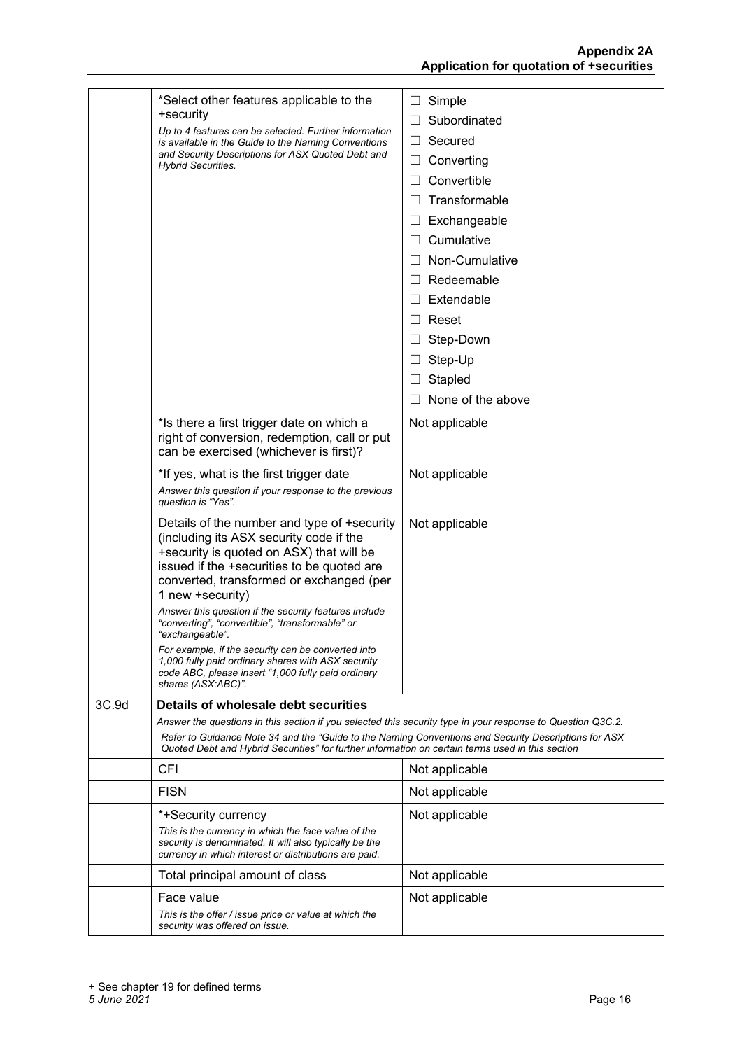| | | |
|---|---|---|
| | *Select other features applicable to the +security<br>*Up to 4 features can be selected. Further information is available in the Guide to the Naming Conventions and Security Descriptions for ASX Quoted Debt and Hybrid Securities.* | ☐ Simple<br>☐ Subordinated<br>☐ Secured<br>☐ Converting<br>☐ Convertible<br>☐ Transformable<br>☐ Exchangeable<br>☐ Cumulative<br>☐ Non-Cumulative<br>☐ Redeemable<br>☐ Extendable<br>☐ Reset<br>☐ Step-Down<br>☐ Step-Up<br>☐ Stapled<br>☐ None of the above |
| | *Is there a first trigger date on which a right of conversion, redemption, call or put can be exercised (whichever is first)? | Not applicable |
| | *If yes, what is the first trigger date<br>*Answer this question if your response to the previous question is "Yes".* | Not applicable |
| | Details of the number and type of +security (including its ASX security code if the +security is quoted on ASX) that will be issued if the +securities to be quoted are converted, transformed or exchanged (per 1 new +security)<br>*Answer this question if the security features include "converting", "convertible", "transformable" or "exchangeable".*<br>*For example, if the security can be converted into 1,000 fully paid ordinary shares with ASX security code ABC, please insert "1,000 fully paid ordinary shares (ASX:ABC)".* | Not applicable |
| 3C.9d | **Details of wholesale debt securities**<br>*Answer the questions in this section if you selected this security type in your response to Question Q3C.2.*<br>*Refer to Guidance Note 34 and the "Guide to the Naming Conventions and Security Descriptions for ASX Quoted Debt and Hybrid Securities" for further information on certain terms used in this section* | |
| | CFI | Not applicable |
| | FISN | Not applicable |
| | *+Security currency<br>*This is the currency in which the face value of the security is denominated. It will also typically be the currency in which interest or distributions are paid.* | Not applicable |
| | Total principal amount of class | Not applicable |
| | Face value<br>*This is the offer / issue price or value at which the security was offered on issue.* | Not applicable |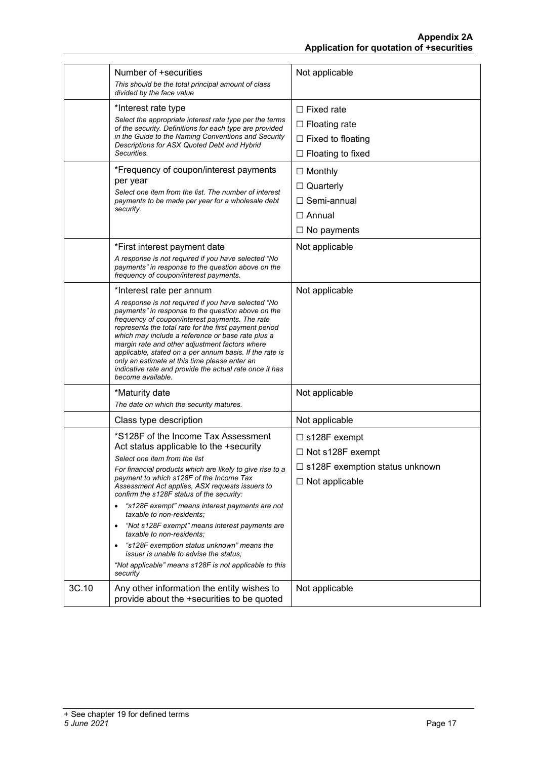| | | |
|---|---|---|
| | Number of +securities<br>*This should be the total principal amount of class divided by the face value* | Not applicable |
| | *Interest rate type<br>*Select the appropriate interest rate type per the terms of the security. Definitions for each type are provided in the Guide to the Naming Conventions and Security Descriptions for ASX Quoted Debt and Hybrid Securities.* | ☐ Fixed rate<br>☐ Floating rate<br>☐ Fixed to floating<br>☐ Floating to fixed |
| | *Frequency of coupon/interest payments per year<br>*Select one item from the list. The number of interest payments to be made per year for a wholesale debt security.* | ☐ Monthly<br>☐ Quarterly<br>☐ Semi-annual<br>☐ Annual<br>☐ No payments |
| | *First interest payment date<br>*A response is not required if you have selected "No payments" in response to the question above on the frequency of coupon/interest payments.* | Not applicable |
| | *Interest rate per annum<br>*A response is not required if you have selected "No payments" in response to the question above on the frequency of coupon/interest payments. The rate represents the total rate for the first payment period which may include a reference or base rate plus a margin rate and other adjustment factors where applicable, stated on a per annum basis. If the rate is only an estimate at this time please enter an indicative rate and provide the actual rate once it has become available.* | Not applicable |
| | *Maturity date<br>*The date on which the security matures.* | Not applicable |
| | Class type description | Not applicable |
| | *S128F of the Income Tax Assessment Act status applicable to the +security<br>*Select one item from the list*<br>*For financial products which are likely to give rise to a payment to which s128F of the Income Tax Assessment Act applies, ASX requests issuers to confirm the s128F status of the security:*<br>• *"s128F exempt" means interest payments are not taxable to non-residents;*<br>• *"Not s128F exempt" means interest payments are taxable to non-residents;*<br>• *"s128F exemption status unknown" means the issuer is unable to advise the status;*<br>*"Not applicable" means s128F is not applicable to this security* | ☐ s128F exempt<br>☐ Not s128F exempt<br>☐ s128F exemption status unknown<br>☐ Not applicable |
| 3C.10 | Any other information the entity wishes to provide about the +securities to be quoted | Not applicable |

+ See chapter 19 for defined terms
*5 June 2021*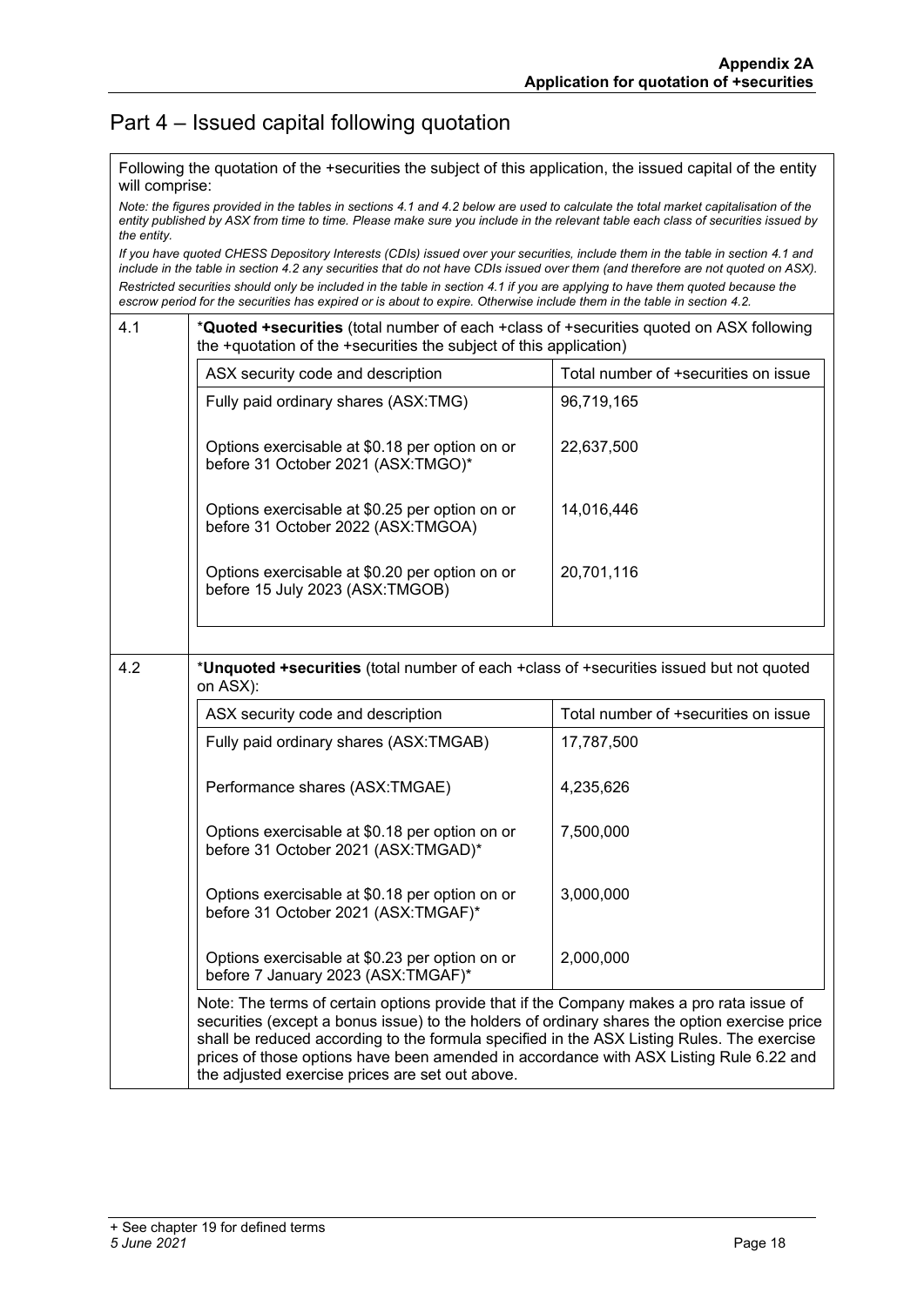# Part 4 – Issued capital following quotation

Following the quotation of the +securities the subject of this application, the issued capital of the entity will comprise:

*Note: the figures provided in the tables in sections 4.1 and 4.2 below are used to calculate the total market capitalisation of the entity published by ASX from time to time. Please make sure you include in the relevant table each class of securities issued by the entity.*

*If you have quoted CHESS Depository Interests (CDIs) issued over your securities, include them in the table in section 4.1 and include in the table in section 4.2 any securities that do not have CDIs issued over them (and therefore are not quoted on ASX).*

*Restricted securities should only be included in the table in section 4.1 if you are applying to have them quoted because the escrow period for the securities has expired or is about to expire. Otherwise include them in the table in section 4.2.*

**4.1** *__Quoted +securities__ (total number of each +class of +securities quoted on ASX following the +quotation of the +securities the subject of this application)

| ASX security code and description | Total number of +securities on issue |
|---|---|
| Fully paid ordinary shares (ASX:TMG) | 96,719,165 |
| Options exercisable at $0.18 per option on or before 31 October 2021 (ASX:TMGO)* | 22,637,500 |
| Options exercisable at $0.25 per option on or before 31 October 2022 (ASX:TMGOA) | 14,016,446 |
| Options exercisable at $0.20 per option on or before 15 July 2023 (ASX:TMGOB) | 20,701,116 |

**4.2** *__Unquoted +securities__ (total number of each +class of +securities issued but not quoted on ASX):

| ASX security code and description | Total number of +securities on issue |
|---|---|
| Fully paid ordinary shares (ASX:TMGAB) | 17,787,500 |
| Performance shares (ASX:TMGAE) | 4,235,626 |
| Options exercisable at $0.18 per option on or before 31 October 2021 (ASX:TMGAD)* | 7,500,000 |
| Options exercisable at $0.18 per option on or before 31 October 2021 (ASX:TMGAF)* | 3,000,000 |
| Options exercisable at $0.23 per option on or before 7 January 2023 (ASX:TMGAF)* | 2,000,000 |

Note: The terms of certain options provide that if the Company makes a pro rata issue of securities (except a bonus issue) to the holders of ordinary shares the option exercise price shall be reduced according to the formula specified in the ASX Listing Rules. The exercise prices of those options have been amended in accordance with ASX Listing Rule 6.22 and the adjusted exercise prices are set out above.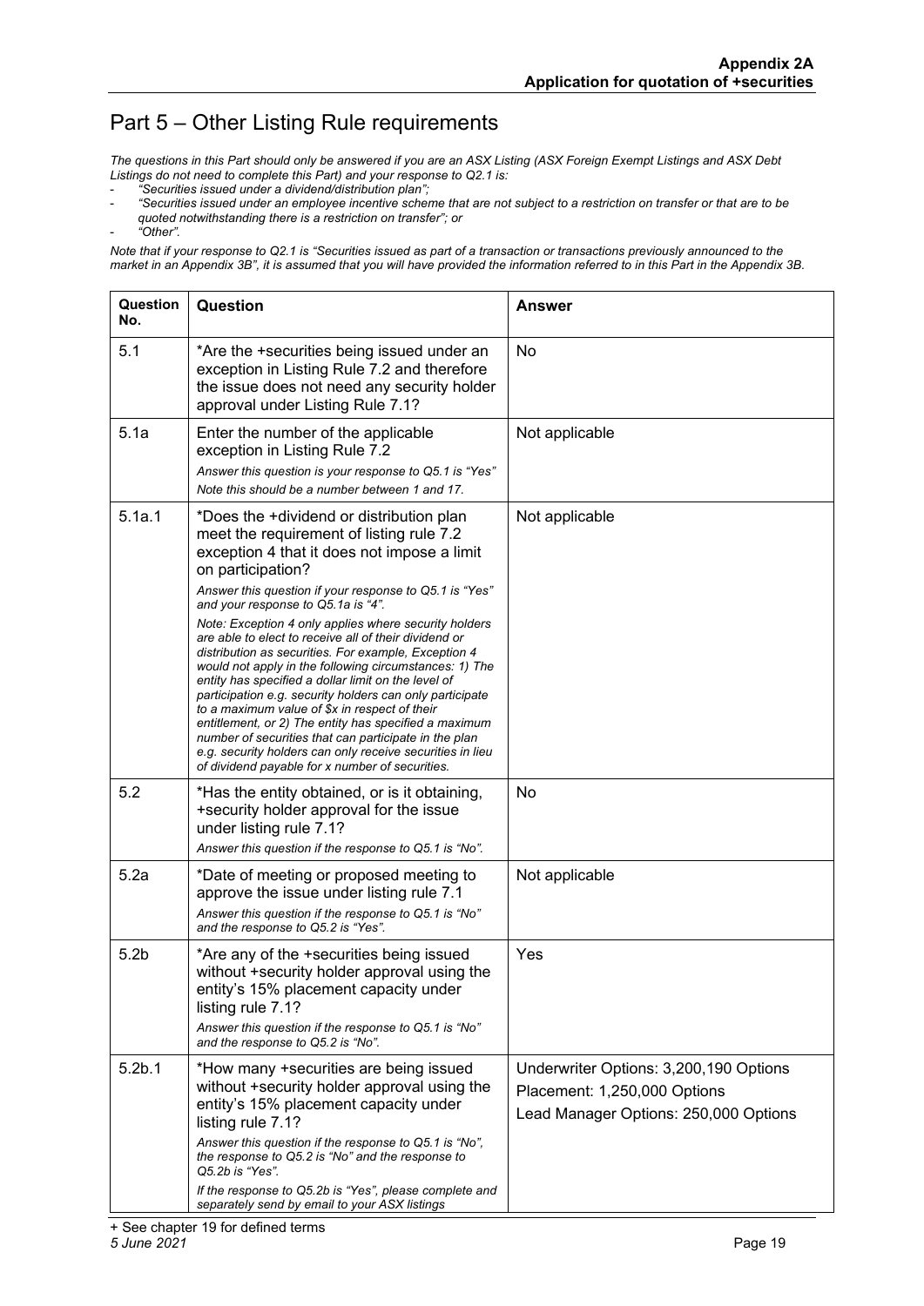## Part 5 – Other Listing Rule requirements

*The questions in this Part should only be answered if you are an ASX Listing (ASX Foreign Exempt Listings and ASX Debt Listings do not need to complete this Part) and your response to Q2.1 is:*

- *"Securities issued under a dividend/distribution plan";*
- *"Securities issued under an employee incentive scheme that are not subject to a restriction on transfer or that are to be quoted notwithstanding there is a restriction on transfer"; or*
- *"Other".*

*Note that if your response to Q2.1 is "Securities issued as part of a transaction or transactions previously announced to the market in an Appendix 3B", it is assumed that you will have provided the information referred to in this Part in the Appendix 3B.*

| Question No. | Question | Answer |
|---|---|---|
| 5.1 | *Are the +securities being issued under an exception in Listing Rule 7.2 and therefore the issue does not need any security holder approval under Listing Rule 7.1? | No |
| 5.1a | Enter the number of the applicable exception in Listing Rule 7.2<br>*Answer this question is your response to Q5.1 is "Yes"*<br>*Note this should be a number between 1 and 17.* | Not applicable |
| 5.1a.1 | *Does the +dividend or distribution plan meet the requirement of listing rule 7.2 exception 4 that it does not impose a limit on participation?<br>*Answer this question if your response to Q5.1 is "Yes" and your response to Q5.1a is "4".*<br>*Note: Exception 4 only applies where security holders are able to elect to receive all of their dividend or distribution as securities. For example, Exception 4 would not apply in the following circumstances: 1) The entity has specified a dollar limit on the level of participation e.g. security holders can only participate to a maximum value of $x in respect of their entitlement, or 2) The entity has specified a maximum number of securities that can participate in the plan e.g. security holders can only receive securities in lieu of dividend payable for x number of securities.* | Not applicable |
| 5.2 | *Has the entity obtained, or is it obtaining, +security holder approval for the issue under listing rule 7.1?<br>*Answer this question if the response to Q5.1 is "No".* | No |
| 5.2a | *Date of meeting or proposed meeting to approve the issue under listing rule 7.1<br>*Answer this question if the response to Q5.1 is "No" and the response to Q5.2 is "Yes".* | Not applicable |
| 5.2b | *Are any of the +securities being issued without +security holder approval using the entity's 15% placement capacity under listing rule 7.1?<br>*Answer this question if the response to Q5.1 is "No" and the response to Q5.2 is "No".* | Yes |
| 5.2b.1 | *How many +securities are being issued without +security holder approval using the entity's 15% placement capacity under listing rule 7.1?<br>*Answer this question if the response to Q5.1 is "No", the response to Q5.2 is "No" and the response to Q5.2b is "Yes".*<br>*If the response to Q5.2b is "Yes", please complete and separately send by email to your ASX listings* | Underwriter Options: 3,200,190 Options<br>Placement: 1,250,000 Options<br>Lead Manager Options: 250,000 Options |

+ See chapter 19 for defined terms
*5 June 2021*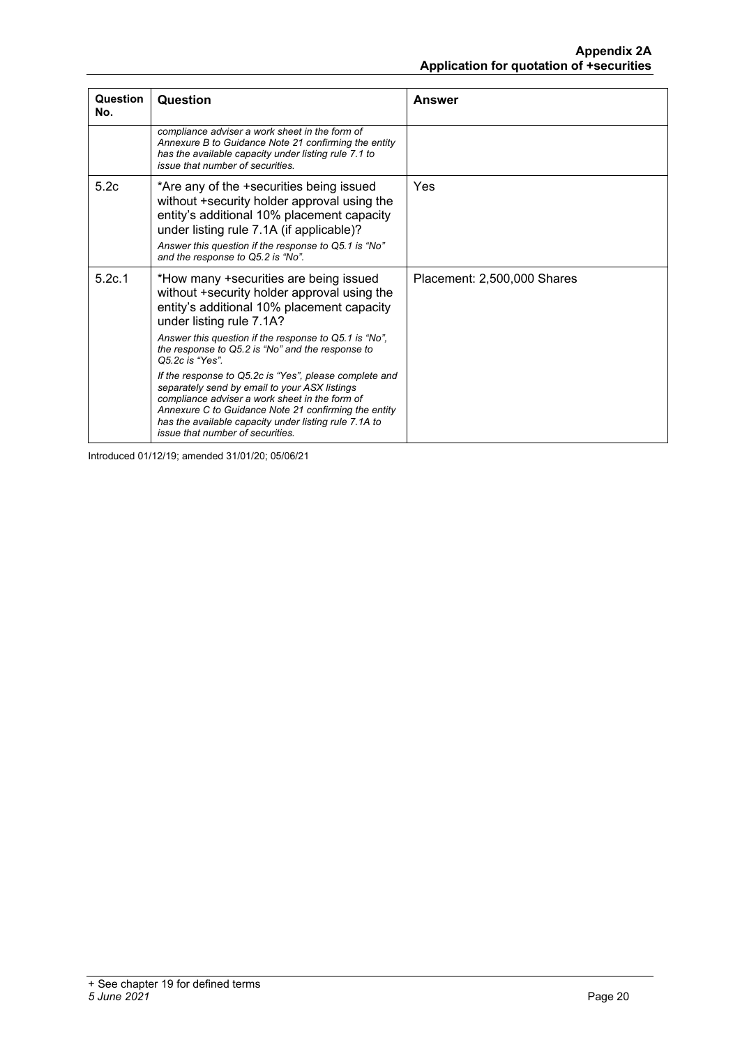| Question No. | Question | Answer |
|---|---|---|
| | *compliance adviser a work sheet in the form of Annexure B to Guidance Note 21 confirming the entity has the available capacity under listing rule 7.1 to issue that number of securities.* | |
| 5.2c | *Are any of the +securities being issued without +security holder approval using the entity's additional 10% placement capacity under listing rule 7.1A (if applicable)?<br>*Answer this question if the response to Q5.1 is "No" and the response to Q5.2 is "No".* | Yes |
| 5.2c.1 | *How many +securities are being issued without +security holder approval using the entity's additional 10% placement capacity under listing rule 7.1A?<br>*Answer this question if the response to Q5.1 is "No", the response to Q5.2 is "No" and the response to Q5.2c is "Yes".*<br>*If the response to Q5.2c is "Yes", please complete and separately send by email to your ASX listings compliance adviser a work sheet in the form of Annexure C to Guidance Note 21 confirming the entity has the available capacity under listing rule 7.1A to issue that number of securities.* | Placement: 2,500,000 Shares |

Introduced 01/12/19; amended 31/01/20; 05/06/21